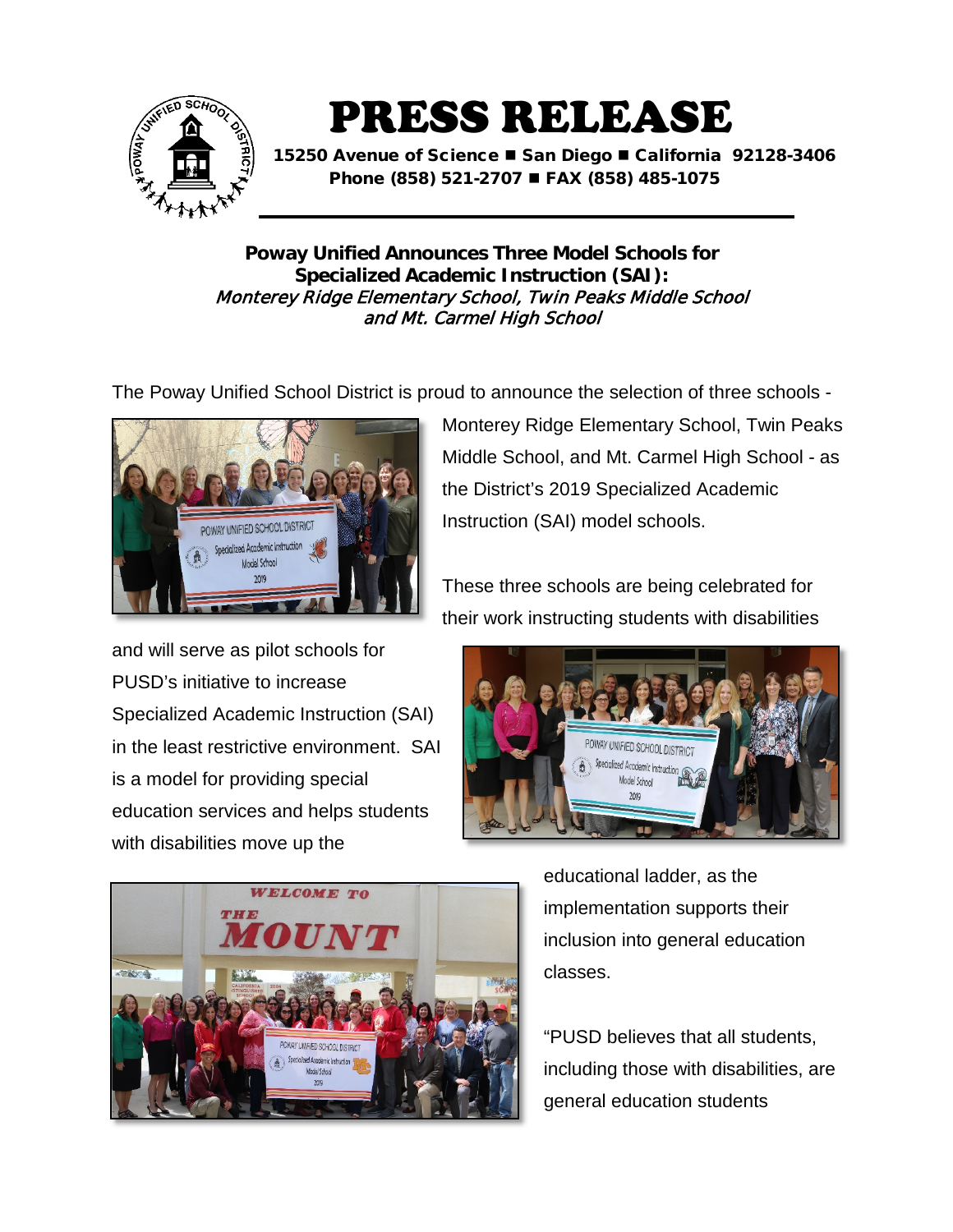# PRESS RELEASE

**15250 Avenue of Science ■ San Diego ■ California 92128-3406**
**Phone (858) 521-2707 ■ FAX (858) 485-1075**

## Poway Unified Announces Three Model Schools for Specialized Academic Instruction (SAI):
### *Monterey Ridge Elementary School, Twin Peaks Middle School and Mt. Carmel High School*

The Poway Unified School District is proud to announce the selection of three schools - Monterey Ridge Elementary School, Twin Peaks Middle School, and Mt. Carmel High School - as the District's 2019 Specialized Academic Instruction (SAI) model schools.

These three schools are being celebrated for their work instructing students with disabilities and will serve as pilot schools for PUSD's initiative to increase Specialized Academic Instruction (SAI) in the least restrictive environment. SAI is a model for providing special education services and helps students with disabilities move up the educational ladder, as the implementation supports their inclusion into general education classes.

"PUSD believes that all students, including those with disabilities, are general education students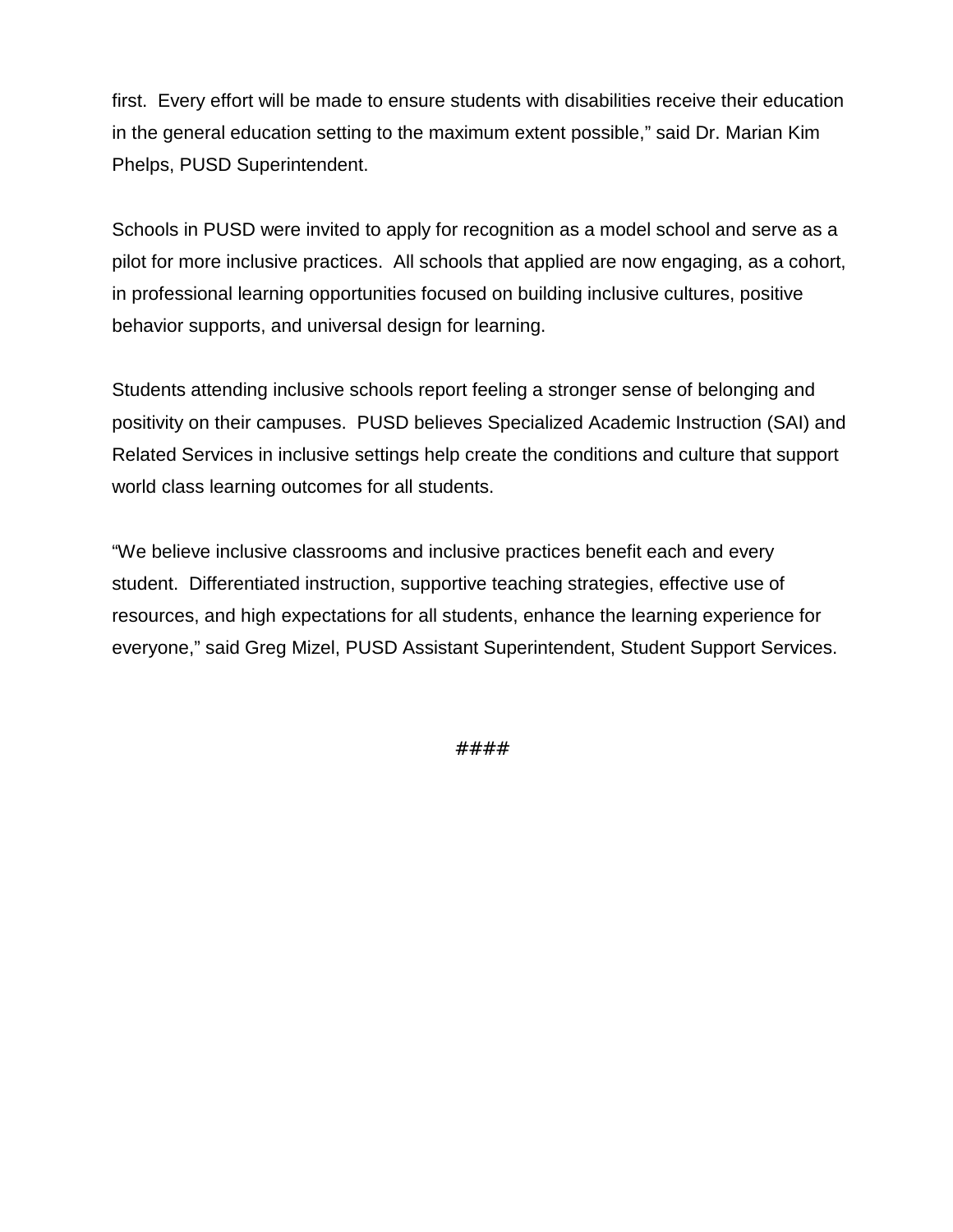first.  Every effort will be made to ensure students with disabilities receive their education in the general education setting to the maximum extent possible," said Dr. Marian Kim Phelps, PUSD Superintendent.

Schools in PUSD were invited to apply for recognition as a model school and serve as a pilot for more inclusive practices.  All schools that applied are now engaging, as a cohort, in professional learning opportunities focused on building inclusive cultures, positive behavior supports, and universal design for learning.

Students attending inclusive schools report feeling a stronger sense of belonging and positivity on their campuses.  PUSD believes Specialized Academic Instruction (SAI) and Related Services in inclusive settings help create the conditions and culture that support world class learning outcomes for all students.

"We believe inclusive classrooms and inclusive practices benefit each and every student.  Differentiated instruction, supportive teaching strategies, effective use of resources, and high expectations for all students, enhance the learning experience for everyone," said Greg Mizel, PUSD Assistant Superintendent, Student Support Services.

####